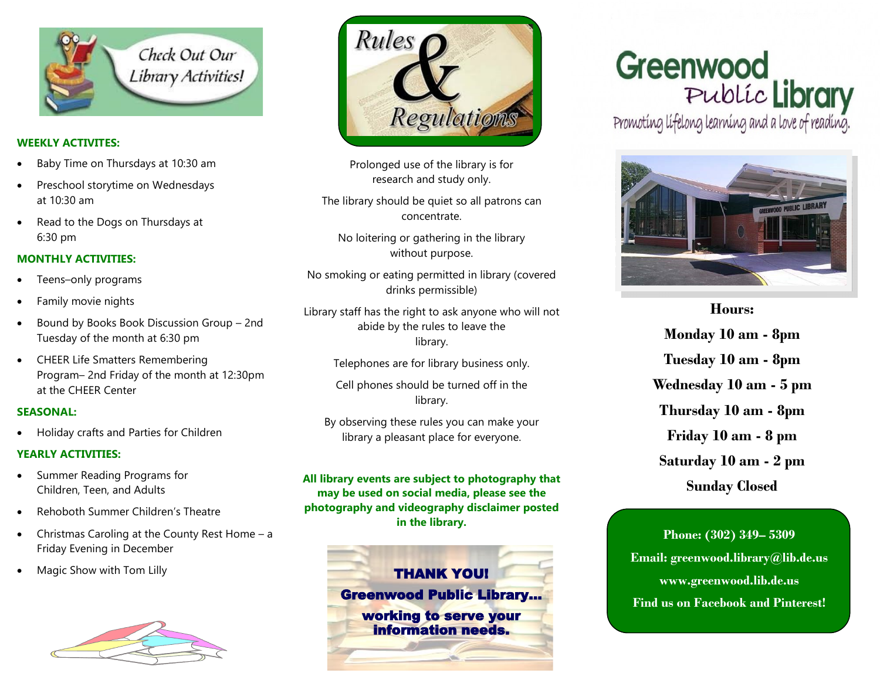Check Out Our Library Activities!

**WEEKLY ACTIVITES:**

- Baby Time on Thursdays at 10:30 am
- Preschool storytime on Wednesdays at 10:30 am
- Read to the Dogs on Thursdays at 6:30 pm

**MONTHLY ACTIVITIES:**

- Teens–only programs
- Family movie nights
- Bound by Books Book Discussion Group – 2nd Tuesday of the month at 6:30 pm
- CHEER Life Smatters Remembering Program– 2nd Friday of the month at 12:30pm at the CHEER Center

**SEASONAL:**

- Holiday crafts and Parties for Children

**YEARLY ACTIVITIES:**

- Summer Reading Programs for Children, Teen, and Adults
- Rehoboth Summer Children's Theatre
- Christmas Caroling at the County Rest Home – a Friday Evening in December
- Magic Show with Tom Lilly

# Rules & Regulations

Prolonged use of the library is for research and study only.

The library should be quiet so all patrons can concentrate.

No loitering or gathering in the library without purpose.

No smoking or eating permitted in library (covered drinks permissible)

Library staff has the right to ask anyone who will not abide by the rules to leave the library.

Telephones are for library business only.

Cell phones should be turned off in the library.

By observing these rules you can make your library a pleasant place for everyone.

**All library events are subject to photography that may be used on social media, please see the photography and videography disclaimer posted in the library.**

**THANK YOU!**
**Greenwood Public Library…**
**working to serve your information needs.**

# Greenwood Public Library

Promoting lifelong learning and a love of reading.

**Hours:**

**Monday 10 am - 8pm**
**Tuesday 10 am - 8pm**
**Wednesday 10 am - 5 pm**
**Thursday 10 am - 8pm**
**Friday 10 am - 8 pm**
**Saturday 10 am - 2 pm**
**Sunday Closed**

**Phone: (302) 349– 5309**
**Email: greenwood.library@lib.de.us**
**www.greenwood.lib.de.us**
**Find us on Facebook and Pinterest!**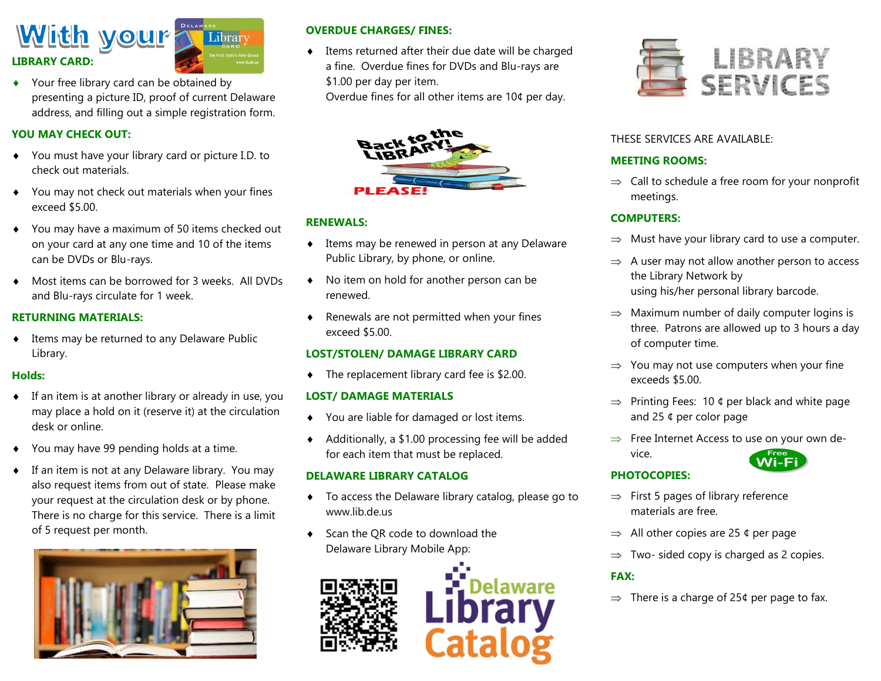# With your LIBRARY CARD:

- Your free library card can be obtained by presenting a picture ID, proof of current Delaware address, and filling out a simple registration form.

## YOU MAY CHECK OUT:

- You must have your library card or picture I.D. to check out materials.
- You may not check out materials when your fines exceed $5.00.
- You may have a maximum of 50 items checked out on your card at any one time and 10 of the items can be DVDs or Blu-rays.
- Most items can be borrowed for 3 weeks. All DVDs and Blu-rays circulate for 1 week.

## RETURNING MATERIALS:

- Items may be returned to any Delaware Public Library.

## Holds:

- If an item is at another library or already in use, you may place a hold on it (reserve it) at the circulation desk or online.
- You may have 99 pending holds at a time.
- If an item is not at any Delaware library. You may also request items from out of state. Please make your request at the circulation desk or by phone. There is no charge for this service. There is a limit of 5 request per month.

## OVERDUE CHARGES/ FINES:

- Items returned after their due date will be charged a fine. Overdue fines for DVDs and Blu-rays are $1.00 per day per item.
  Overdue fines for all other items are 10¢ per day.

Back to the LIBRARY! PLEASE!

## RENEWALS:

- Items may be renewed in person at any Delaware Public Library, by phone, or online.
- No item on hold for another person can be renewed.
- Renewals are not permitted when your fines exceed $5.00.

## LOST/STOLEN/ DAMAGE LIBRARY CARD

- The replacement library card fee is $2.00.

## LOST/ DAMAGE MATERIALS

- You are liable for damaged or lost items.
- Additionally, a $1.00 processing fee will be added for each item that must be replaced.

## DELAWARE LIBRARY CATALOG

- To access the Delaware library catalog, please go to www.lib.de.us
- Scan the QR code to download the Delaware Library Mobile App:

Delaware Library Catalog

# LIBRARY SERVICES

THESE SERVICES ARE AVAILABLE:

## MEETING ROOMS:

- Call to schedule a free room for your nonprofit meetings.

## COMPUTERS:

- Must have your library card to use a computer.
- A user may not allow another person to access the Library Network by using his/her personal library barcode.
- Maximum number of daily computer logins is three. Patrons are allowed up to 3 hours a day of computer time.
- You may not use computers when your fine exceeds $5.00.
- Printing Fees: 10 ¢ per black and white page and 25 ¢ per color page
- Free Internet Access to use on your own device.

Free Wi-Fi

## PHOTOCOPIES:

- First 5 pages of library reference materials are free.
- All other copies are 25 ¢ per page
- Two- sided copy is charged as 2 copies.

## FAX:

- There is a charge of 25¢ per page to fax.